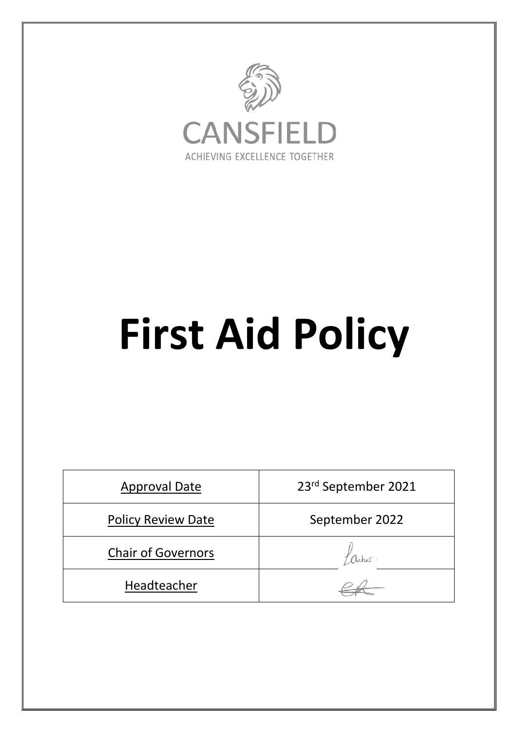CANSFIELD

ACHIEVING EXCELLENCE TOGETHER

# First Aid Policy

| Approval Date | 23rd September 2021 |
|---|---|
| Policy Review Date | September 2022 |
| Chair of Governors | L Archer |
| Headteacher | CR |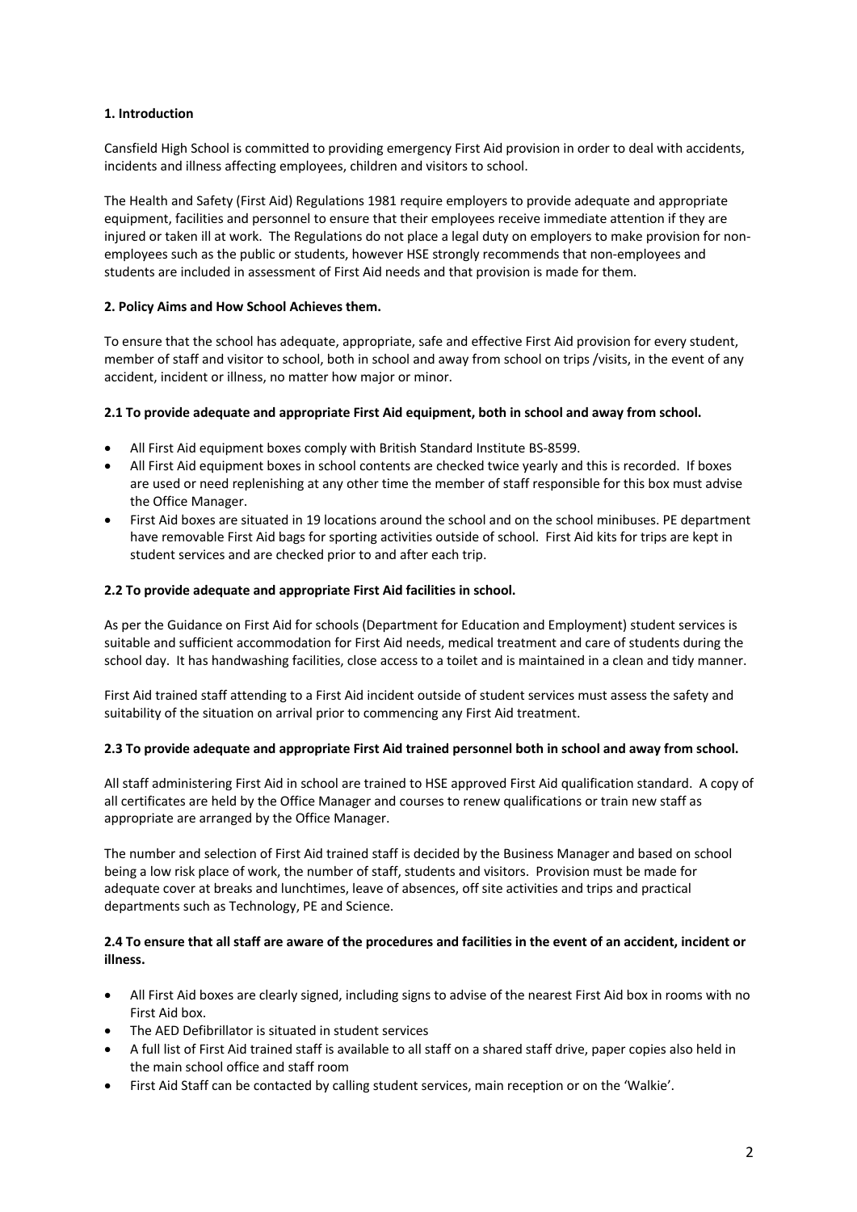## 1. Introduction

Cansfield High School is committed to providing emergency First Aid provision in order to deal with accidents, incidents and illness affecting employees, children and visitors to school.

The Health and Safety (First Aid) Regulations 1981 require employers to provide adequate and appropriate equipment, facilities and personnel to ensure that their employees receive immediate attention if they are injured or taken ill at work. The Regulations do not place a legal duty on employers to make provision for non-employees such as the public or students, however HSE strongly recommends that non-employees and students are included in assessment of First Aid needs and that provision is made for them.

## 2. Policy Aims and How School Achieves them.

To ensure that the school has adequate, appropriate, safe and effective First Aid provision for every student, member of staff and visitor to school, both in school and away from school on trips /visits, in the event of any accident, incident or illness, no matter how major or minor.

### 2.1 To provide adequate and appropriate First Aid equipment, both in school and away from school.

- All First Aid equipment boxes comply with British Standard Institute BS-8599.
- All First Aid equipment boxes in school contents are checked twice yearly and this is recorded. If boxes are used or need replenishing at any other time the member of staff responsible for this box must advise the Office Manager.
- First Aid boxes are situated in 19 locations around the school and on the school minibuses. PE department have removable First Aid bags for sporting activities outside of school. First Aid kits for trips are kept in student services and are checked prior to and after each trip.

### 2.2 To provide adequate and appropriate First Aid facilities in school.

As per the Guidance on First Aid for schools (Department for Education and Employment) student services is suitable and sufficient accommodation for First Aid needs, medical treatment and care of students during the school day. It has handwashing facilities, close access to a toilet and is maintained in a clean and tidy manner.

First Aid trained staff attending to a First Aid incident outside of student services must assess the safety and suitability of the situation on arrival prior to commencing any First Aid treatment.

### 2.3 To provide adequate and appropriate First Aid trained personnel both in school and away from school.

All staff administering First Aid in school are trained to HSE approved First Aid qualification standard. A copy of all certificates are held by the Office Manager and courses to renew qualifications or train new staff as appropriate are arranged by the Office Manager.

The number and selection of First Aid trained staff is decided by the Business Manager and based on school being a low risk place of work, the number of staff, students and visitors. Provision must be made for adequate cover at breaks and lunchtimes, leave of absences, off site activities and trips and practical departments such as Technology, PE and Science.

### 2.4 To ensure that all staff are aware of the procedures and facilities in the event of an accident, incident or illness.

- All First Aid boxes are clearly signed, including signs to advise of the nearest First Aid box in rooms with no First Aid box.
- The AED Defibrillator is situated in student services
- A full list of First Aid trained staff is available to all staff on a shared staff drive, paper copies also held in the main school office and staff room
- First Aid Staff can be contacted by calling student services, main reception or on the 'Walkie'.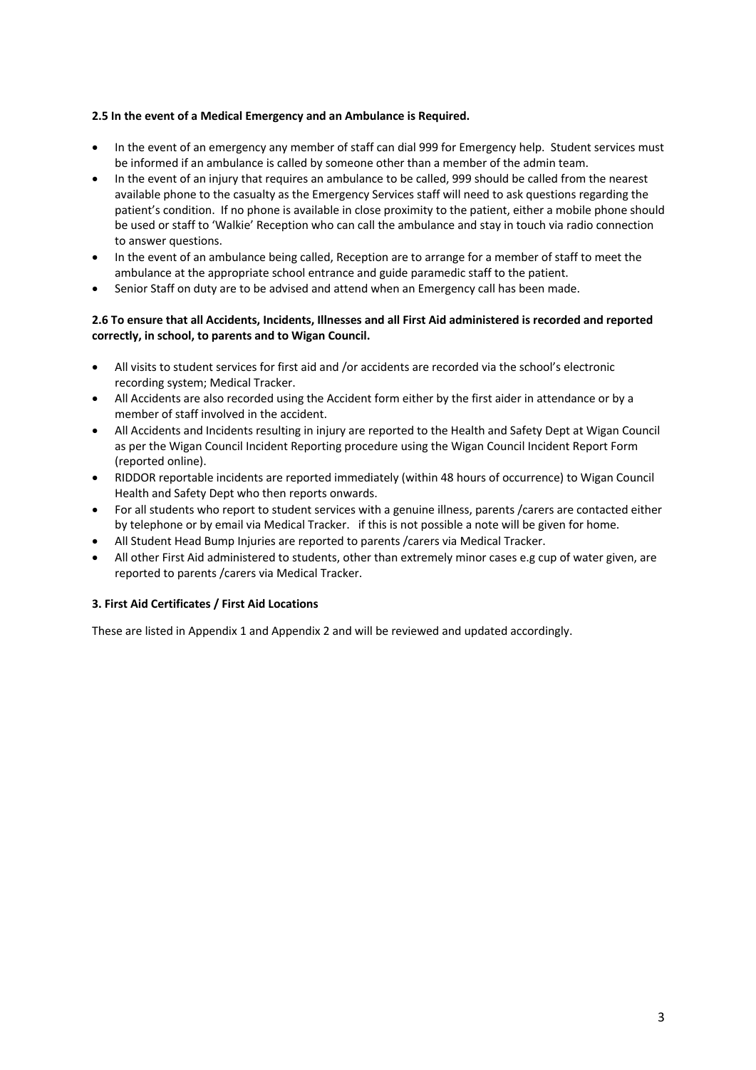**2.5 In the event of a Medical Emergency and an Ambulance is Required.**

- In the event of an emergency any member of staff can dial 999 for Emergency help. Student services must be informed if an ambulance is called by someone other than a member of the admin team.
- In the event of an injury that requires an ambulance to be called, 999 should be called from the nearest available phone to the casualty as the Emergency Services staff will need to ask questions regarding the patient's condition. If no phone is available in close proximity to the patient, either a mobile phone should be used or staff to 'Walkie' Reception who can call the ambulance and stay in touch via radio connection to answer questions.
- In the event of an ambulance being called, Reception are to arrange for a member of staff to meet the ambulance at the appropriate school entrance and guide paramedic staff to the patient.
- Senior Staff on duty are to be advised and attend when an Emergency call has been made.

**2.6 To ensure that all Accidents, Incidents, Illnesses and all First Aid administered is recorded and reported correctly, in school, to parents and to Wigan Council.**

- All visits to student services for first aid and /or accidents are recorded via the school's electronic recording system; Medical Tracker.
- All Accidents are also recorded using the Accident form either by the first aider in attendance or by a member of staff involved in the accident.
- All Accidents and Incidents resulting in injury are reported to the Health and Safety Dept at Wigan Council as per the Wigan Council Incident Reporting procedure using the Wigan Council Incident Report Form (reported online).
- RIDDOR reportable incidents are reported immediately (within 48 hours of occurrence) to Wigan Council Health and Safety Dept who then reports onwards.
- For all students who report to student services with a genuine illness, parents /carers are contacted either by telephone or by email via Medical Tracker. if this is not possible a note will be given for home.
- All Student Head Bump Injuries are reported to parents /carers via Medical Tracker.
- All other First Aid administered to students, other than extremely minor cases e.g cup of water given, are reported to parents /carers via Medical Tracker.

**3. First Aid Certificates / First Aid Locations**

These are listed in Appendix 1 and Appendix 2 and will be reviewed and updated accordingly.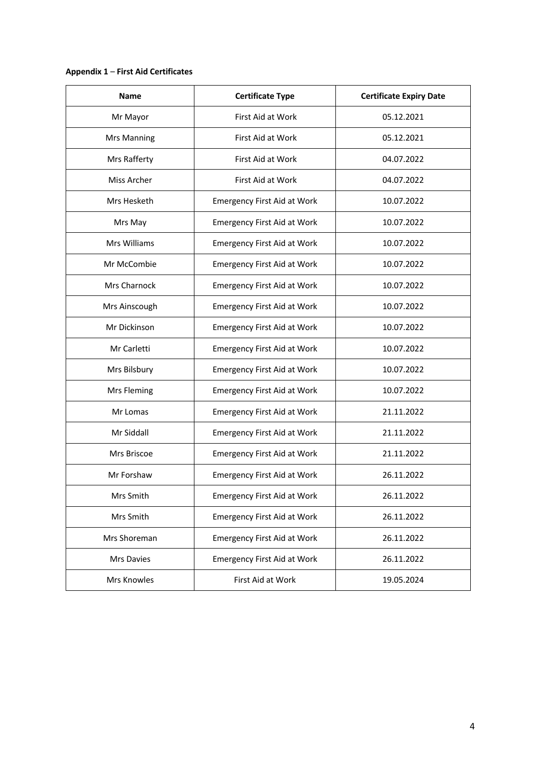**Appendix 1 – First Aid Certificates**

| Name | Certificate Type | Certificate Expiry Date |
|---|---|---|
| Mr Mayor | First Aid at Work | 05.12.2021 |
| Mrs Manning | First Aid at Work | 05.12.2021 |
| Mrs Rafferty | First Aid at Work | 04.07.2022 |
| Miss Archer | First Aid at Work | 04.07.2022 |
| Mrs Hesketh | Emergency First Aid at Work | 10.07.2022 |
| Mrs May | Emergency First Aid at Work | 10.07.2022 |
| Mrs Williams | Emergency First Aid at Work | 10.07.2022 |
| Mr McCombie | Emergency First Aid at Work | 10.07.2022 |
| Mrs Charnock | Emergency First Aid at Work | 10.07.2022 |
| Mrs Ainscough | Emergency First Aid at Work | 10.07.2022 |
| Mr Dickinson | Emergency First Aid at Work | 10.07.2022 |
| Mr Carletti | Emergency First Aid at Work | 10.07.2022 |
| Mrs Bilsbury | Emergency First Aid at Work | 10.07.2022 |
| Mrs Fleming | Emergency First Aid at Work | 10.07.2022 |
| Mr Lomas | Emergency First Aid at Work | 21.11.2022 |
| Mr Siddall | Emergency First Aid at Work | 21.11.2022 |
| Mrs Briscoe | Emergency First Aid at Work | 21.11.2022 |
| Mr Forshaw | Emergency First Aid at Work | 26.11.2022 |
| Mrs Smith | Emergency First Aid at Work | 26.11.2022 |
| Mrs Smith | Emergency First Aid at Work | 26.11.2022 |
| Mrs Shoreman | Emergency First Aid at Work | 26.11.2022 |
| Mrs Davies | Emergency First Aid at Work | 26.11.2022 |
| Mrs Knowles | First Aid at Work | 19.05.2024 |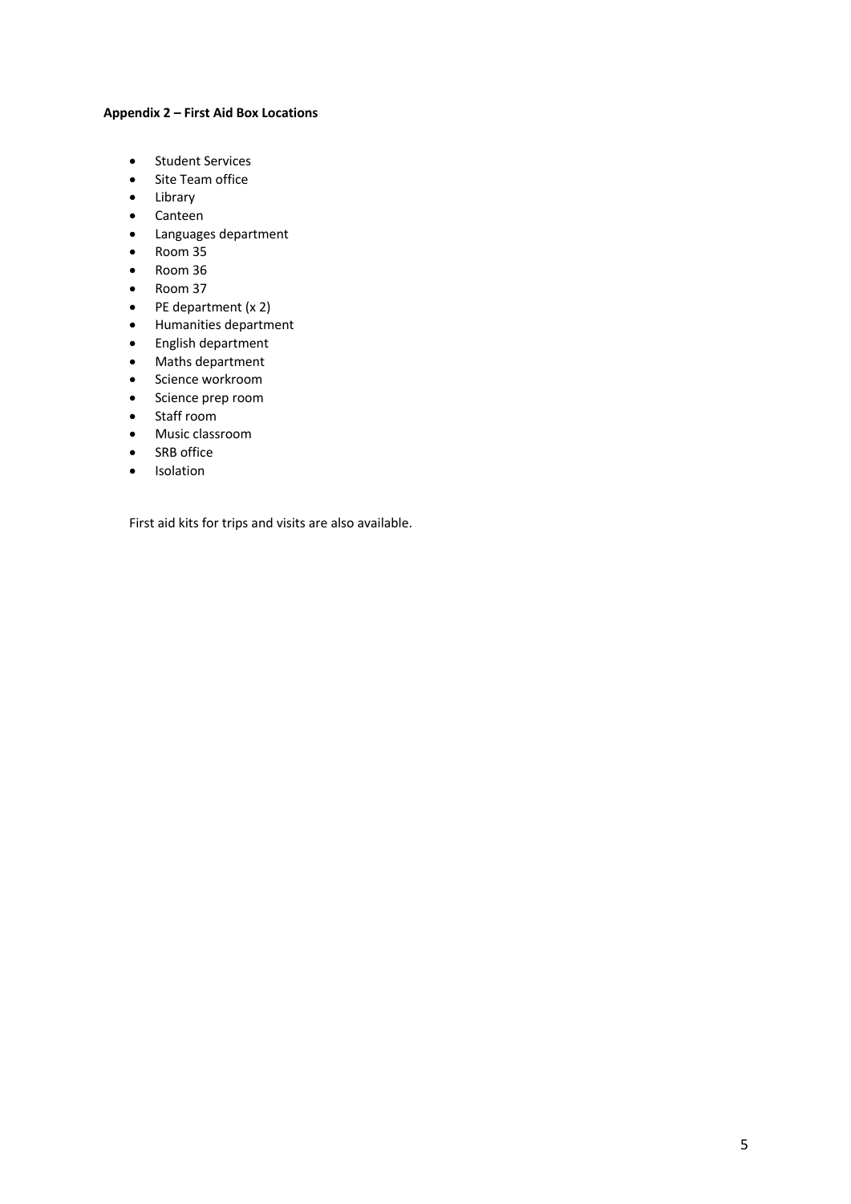**Appendix 2 – First Aid Box Locations**

- Student Services
- Site Team office
- Library
- Canteen
- Languages department
- Room 35
- Room 36
- Room 37
- PE department (x 2)
- Humanities department
- English department
- Maths department
- Science workroom
- Science prep room
- Staff room
- Music classroom
- SRB office
- Isolation

First aid kits for trips and visits are also available.